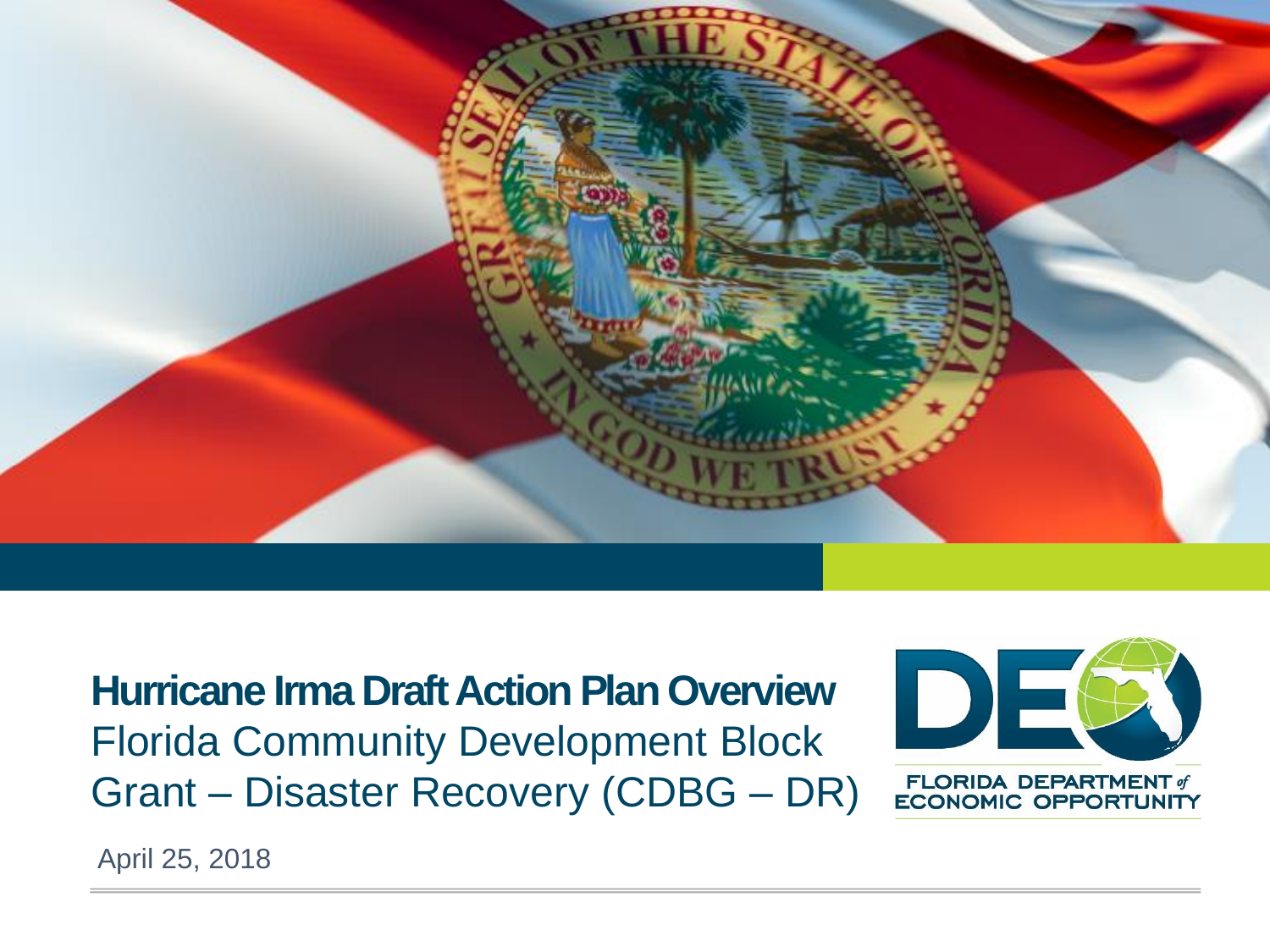# Hurricane Irma Draft Action Plan Overview

Florida Community Development Block Grant – Disaster Recovery (CDBG – DR)

FLORIDA DEPARTMENT *of* ECONOMIC OPPORTUNITY

April 25, 2018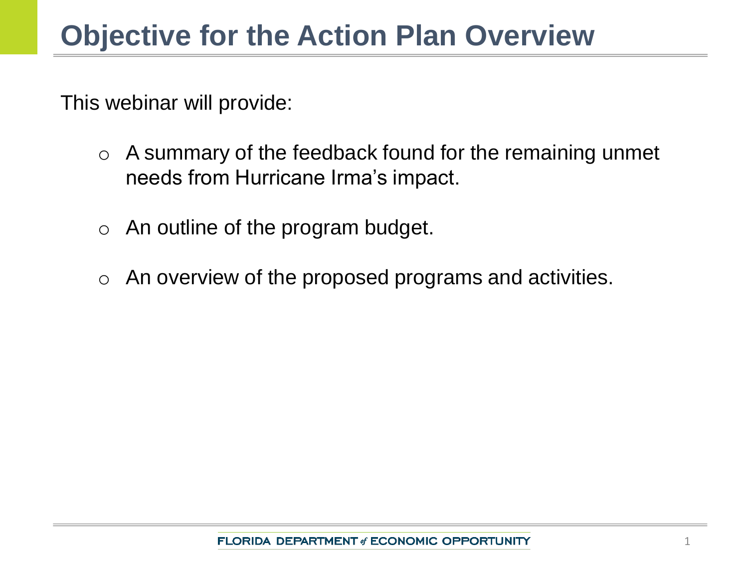# Objective for the Action Plan Overview

This webinar will provide:

- A summary of the feedback found for the remaining unmet needs from Hurricane Irma's impact.
- An outline of the program budget.
- An overview of the proposed programs and activities.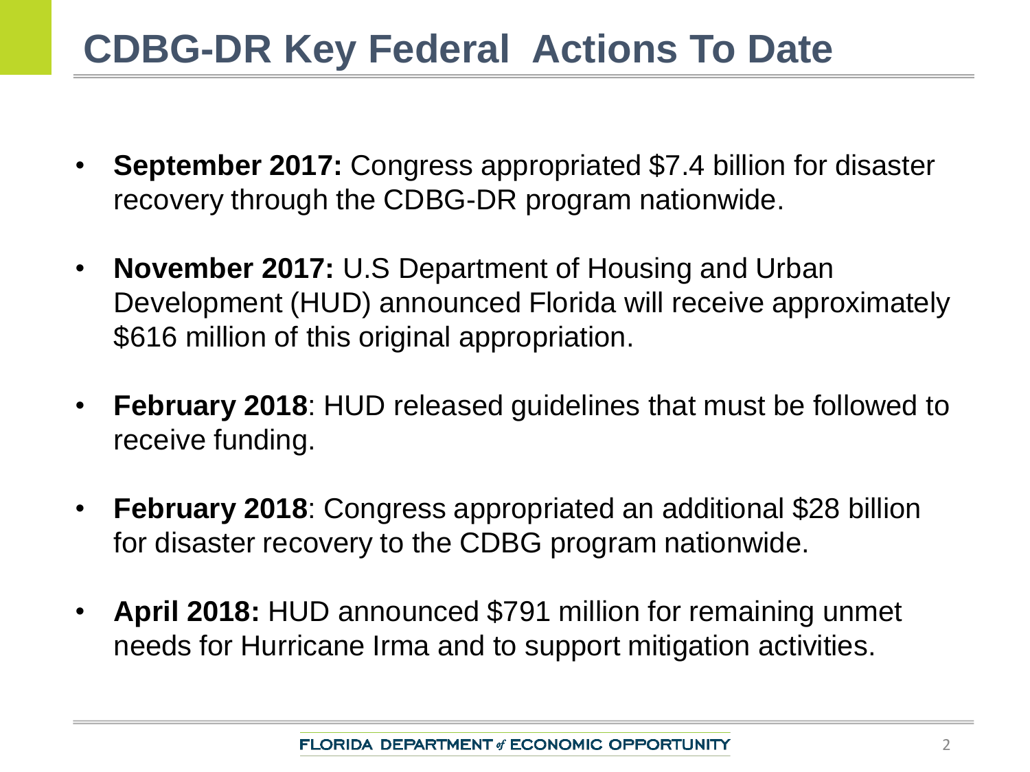# CDBG-DR Key Federal Actions To Date

- **September 2017:** Congress appropriated $7.4 billion for disaster recovery through the CDBG-DR program nationwide.
- **November 2017:** U.S Department of Housing and Urban Development (HUD) announced Florida will receive approximately $616 million of this original appropriation.
- **February 2018**: HUD released guidelines that must be followed to receive funding.
- **February 2018**: Congress appropriated an additional $28 billion for disaster recovery to the CDBG program nationwide.
- **April 2018:** HUD announced $791 million for remaining unmet needs for Hurricane Irma and to support mitigation activities.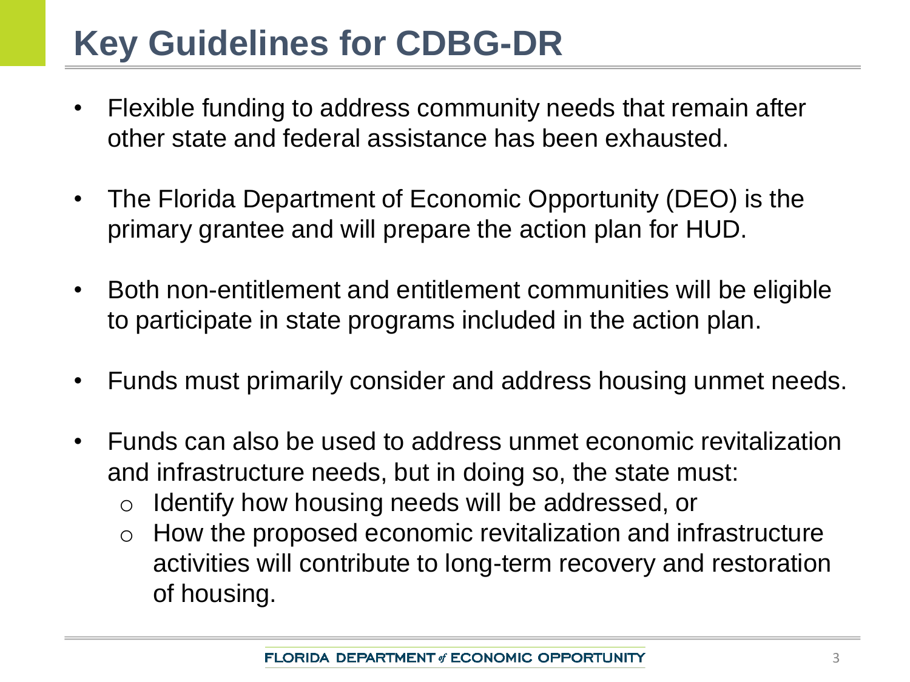# Key Guidelines for CDBG-DR

- Flexible funding to address community needs that remain after other state and federal assistance has been exhausted.
- The Florida Department of Economic Opportunity (DEO) is the primary grantee and will prepare the action plan for HUD.
- Both non-entitlement and entitlement communities will be eligible to participate in state programs included in the action plan.
- Funds must primarily consider and address housing unmet needs.
- Funds can also be used to address unmet economic revitalization and infrastructure needs, but in doing so, the state must:
  - Identify how housing needs will be addressed, or
  - How the proposed economic revitalization and infrastructure activities will contribute to long-term recovery and restoration of housing.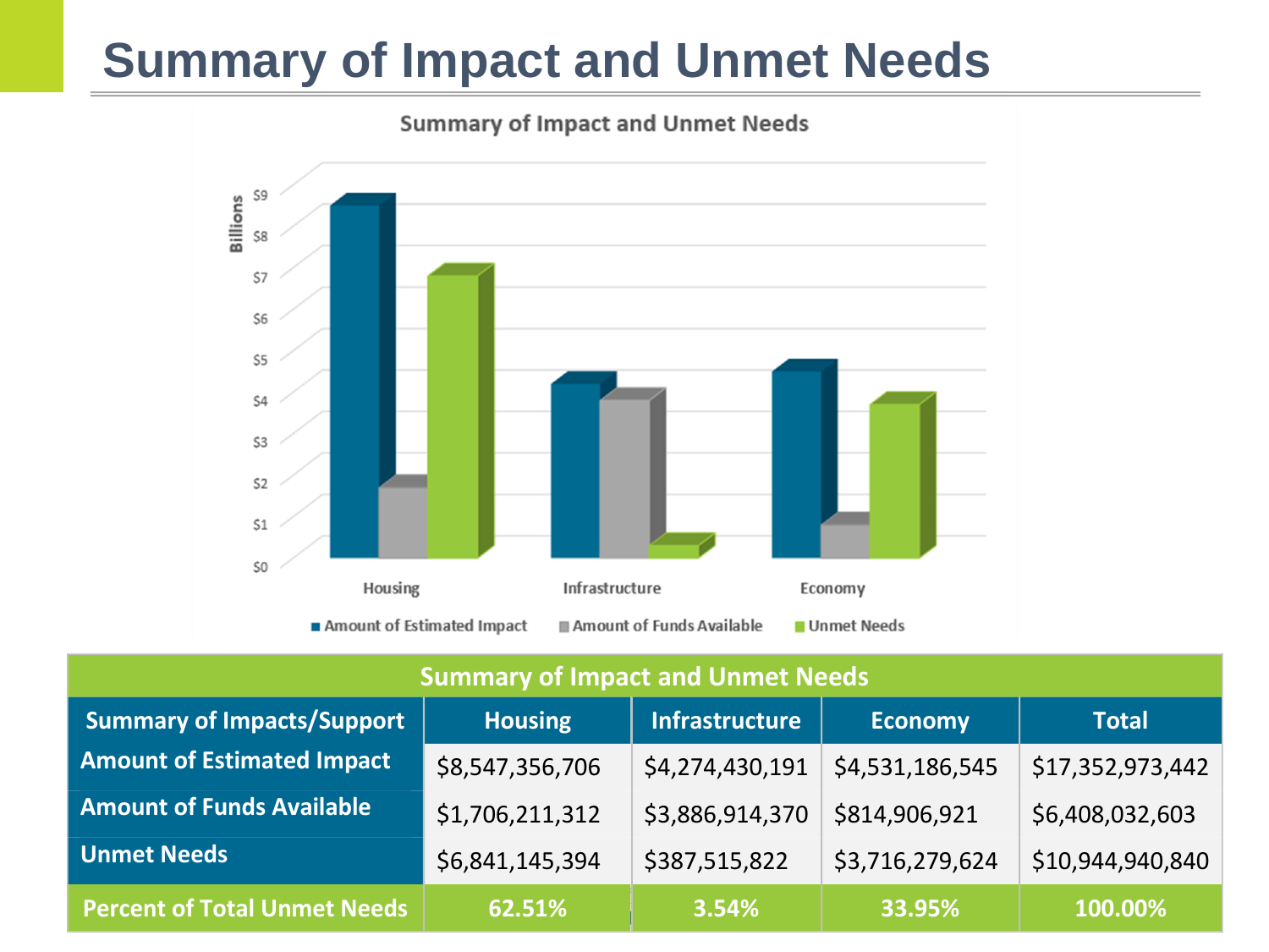# Summary of Impact and Unmet Needs

Summary of Impact and Unmet Needs

Billions

$9
$8
$7
$6
$5
$4
$3
$2
$1
$0

Housing
Infrastructure
Economy

Amount of Estimated Impact
Amount of Funds Available
Unmet Needs

| Summary of Impact and Unmet Needs | | | | |
|---|---|---|---|---|
| Summary of Impacts/Support | Housing | Infrastructure | Economy | Total |
| Amount of Estimated Impact | $8,547,356,706 | $4,274,430,191 | $4,531,186,545 | $17,352,973,442 |
| Amount of Funds Available | $1,706,211,312 | $3,886,914,370 | $814,906,921 | $6,408,032,603 |
| Unmet Needs | $6,841,145,394 | $387,515,822 | $3,716,279,624 | $10,944,940,840 |
| Percent of Total Unmet Needs | 62.51% | 3.54% | 33.95% | 100.00% |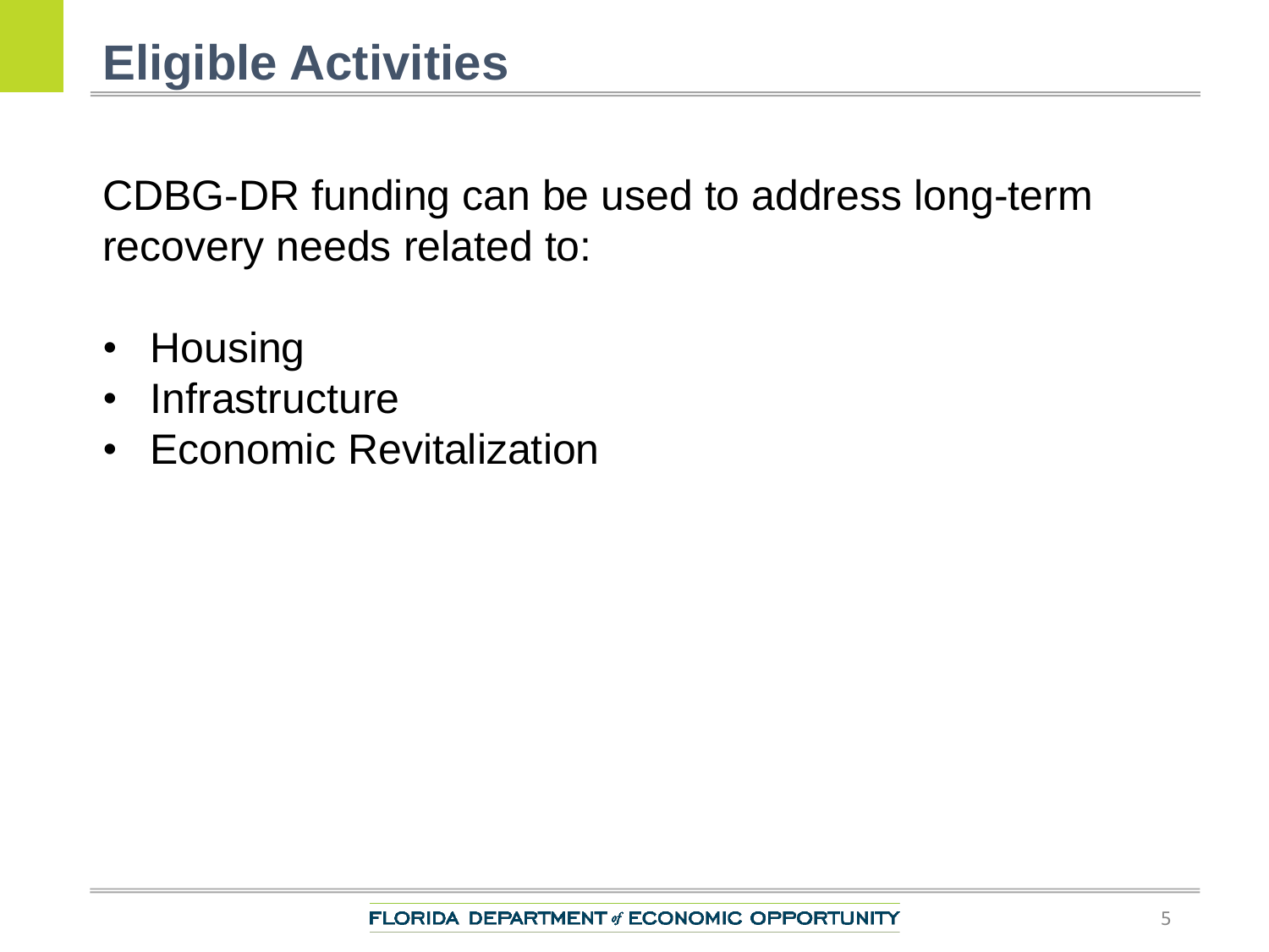# Eligible Activities

CDBG-DR funding can be used to address long-term recovery needs related to:

- Housing
- Infrastructure
- Economic Revitalization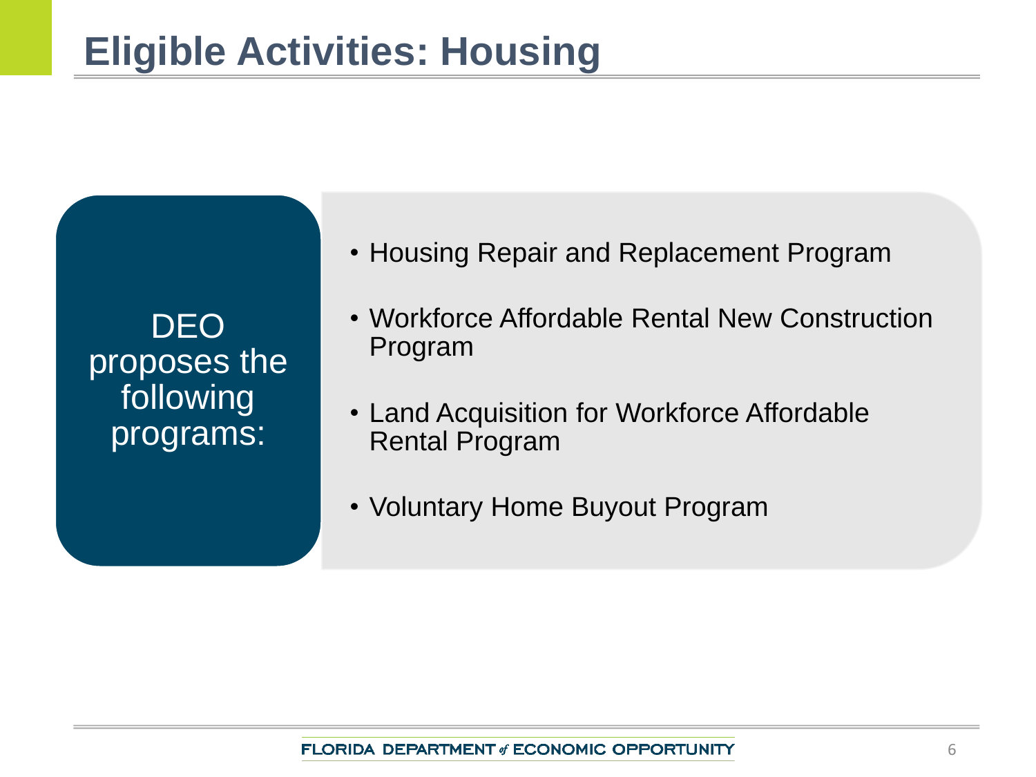# Eligible Activities: Housing

DEO proposes the following programs:

- Housing Repair and Replacement Program
- Workforce Affordable Rental New Construction Program
- Land Acquisition for Workforce Affordable Rental Program
- Voluntary Home Buyout Program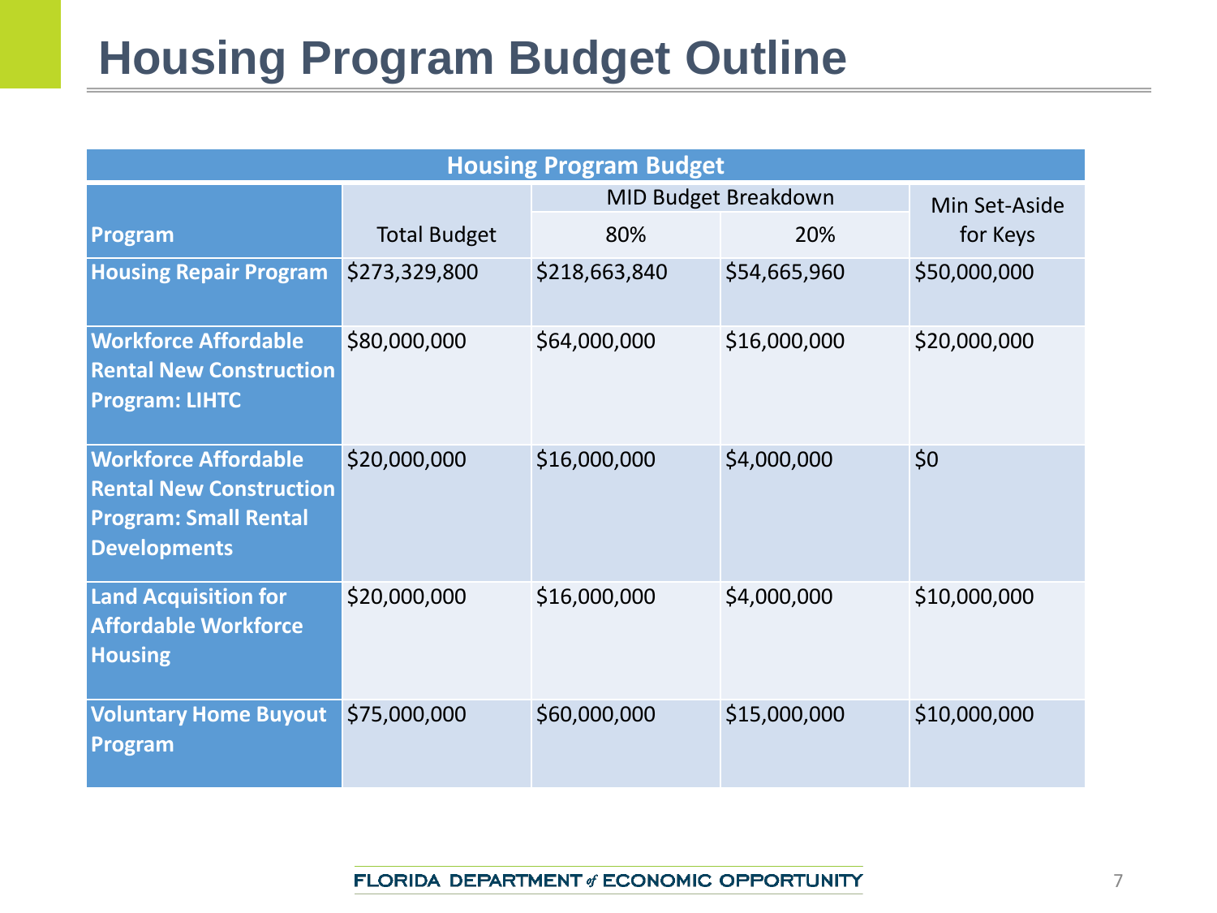# Housing Program Budget Outline

| Housing Program Budget | | | | |
|---|---|---|---|---|
| Program | Total Budget | MID Budget Breakdown | | Min Set-Aside for Keys |
| | | 80% | 20% | |
| Housing Repair Program | $273,329,800 | $218,663,840 | $54,665,960 | $50,000,000 |
| Workforce Affordable Rental New Construction Program: LIHTC | $80,000,000 | $64,000,000 | $16,000,000 | $20,000,000 |
| Workforce Affordable Rental New Construction Program: Small Rental Developments | $20,000,000 | $16,000,000 | $4,000,000 | $0 |
| Land Acquisition for Affordable Workforce Housing | $20,000,000 | $16,000,000 | $4,000,000 | $10,000,000 |
| Voluntary Home Buyout Program | $75,000,000 | $60,000,000 | $15,000,000 | $10,000,000 |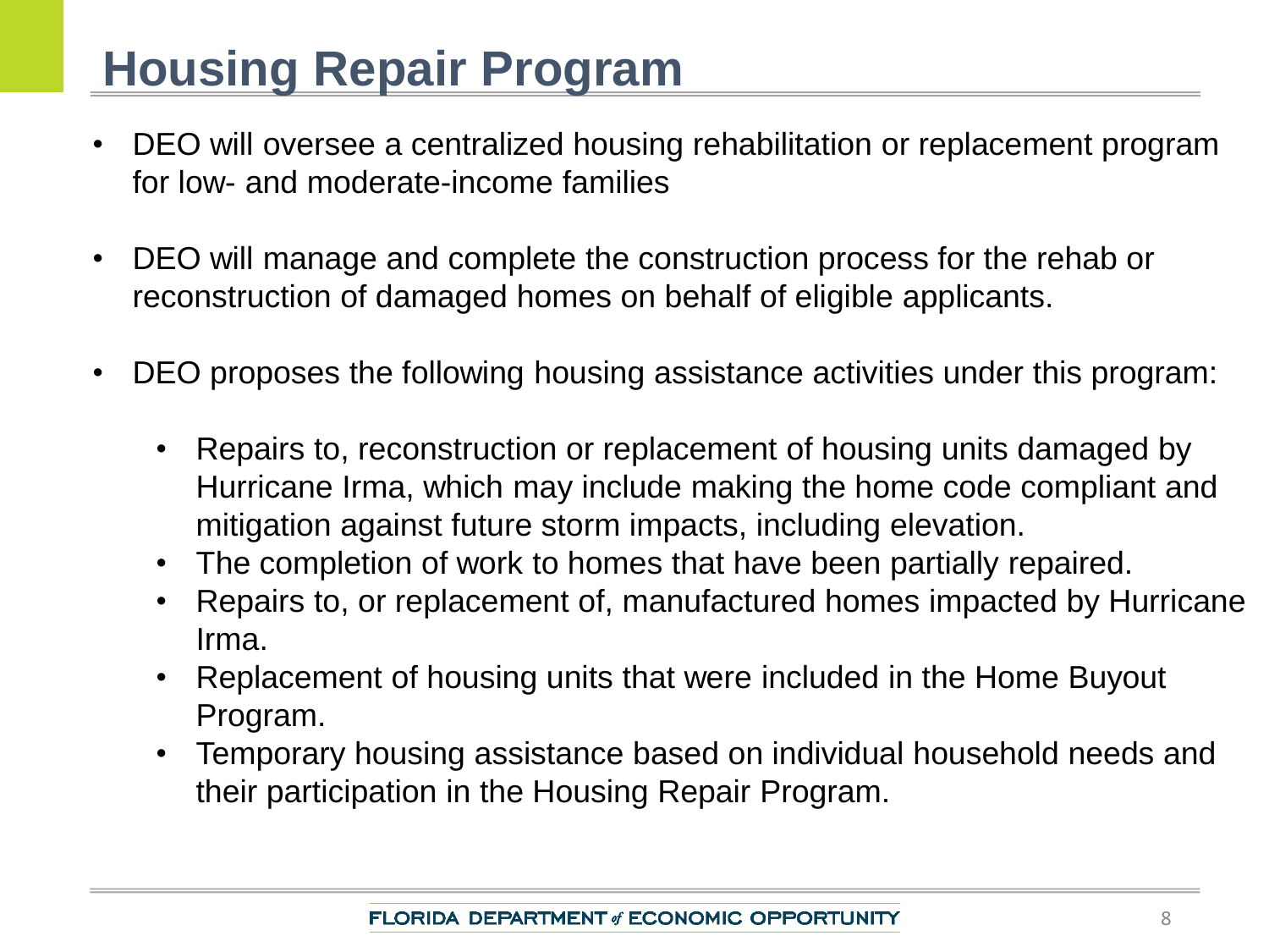# Housing Repair Program

- DEO will oversee a centralized housing rehabilitation or replacement program for low- and moderate-income families
- DEO will manage and complete the construction process for the rehab or reconstruction of damaged homes on behalf of eligible applicants.
- DEO proposes the following housing assistance activities under this program:
  - Repairs to, reconstruction or replacement of housing units damaged by Hurricane Irma, which may include making the home code compliant and mitigation against future storm impacts, including elevation.
  - The completion of work to homes that have been partially repaired.
  - Repairs to, or replacement of, manufactured homes impacted by Hurricane Irma.
  - Replacement of housing units that were included in the Home Buyout Program.
  - Temporary housing assistance based on individual household needs and their participation in the Housing Repair Program.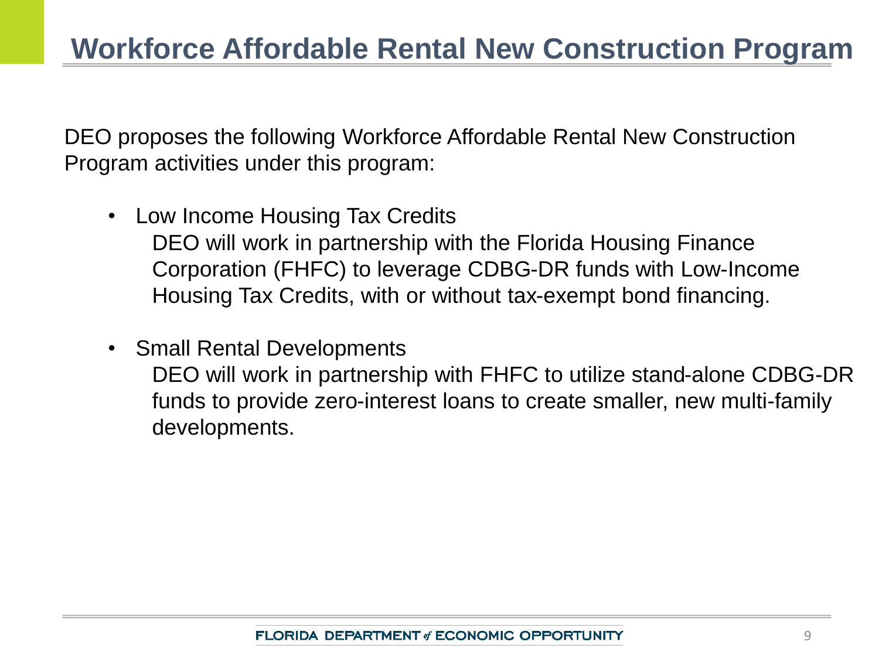# Workforce Affordable Rental New Construction Program

DEO proposes the following Workforce Affordable Rental New Construction Program activities under this program:

- Low Income Housing Tax Credits
  DEO will work in partnership with the Florida Housing Finance Corporation (FHFC) to leverage CDBG-DR funds with Low-Income Housing Tax Credits, with or without tax-exempt bond financing.

- Small Rental Developments
  DEO will work in partnership with FHFC to utilize stand-alone CDBG-DR funds to provide zero-interest loans to create smaller, new multi-family developments.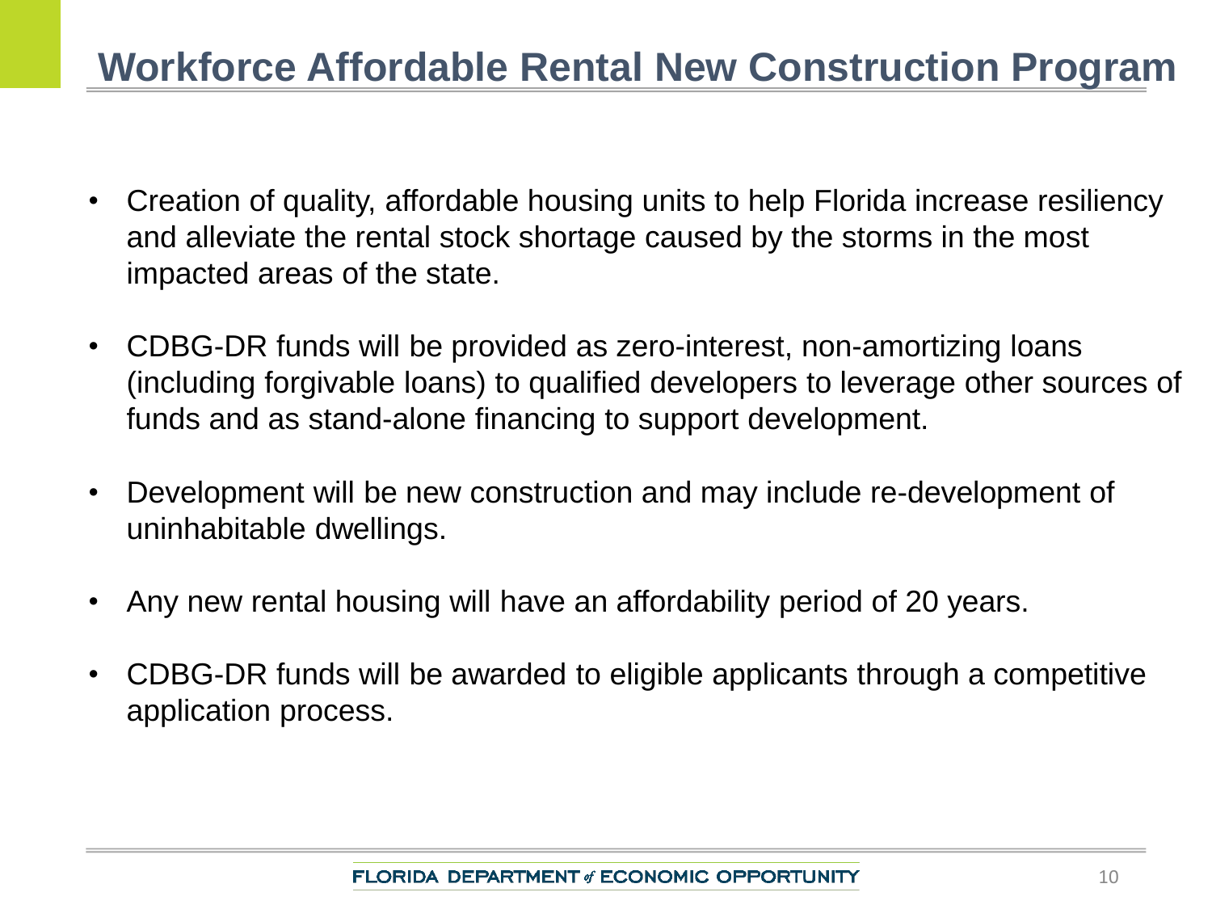# Workforce Affordable Rental New Construction Program

- Creation of quality, affordable housing units to help Florida increase resiliency and alleviate the rental stock shortage caused by the storms in the most impacted areas of the state.
- CDBG-DR funds will be provided as zero-interest, non-amortizing loans (including forgivable loans) to qualified developers to leverage other sources of funds and as stand-alone financing to support development.
- Development will be new construction and may include re-development of uninhabitable dwellings.
- Any new rental housing will have an affordability period of 20 years.
- CDBG-DR funds will be awarded to eligible applicants through a competitive application process.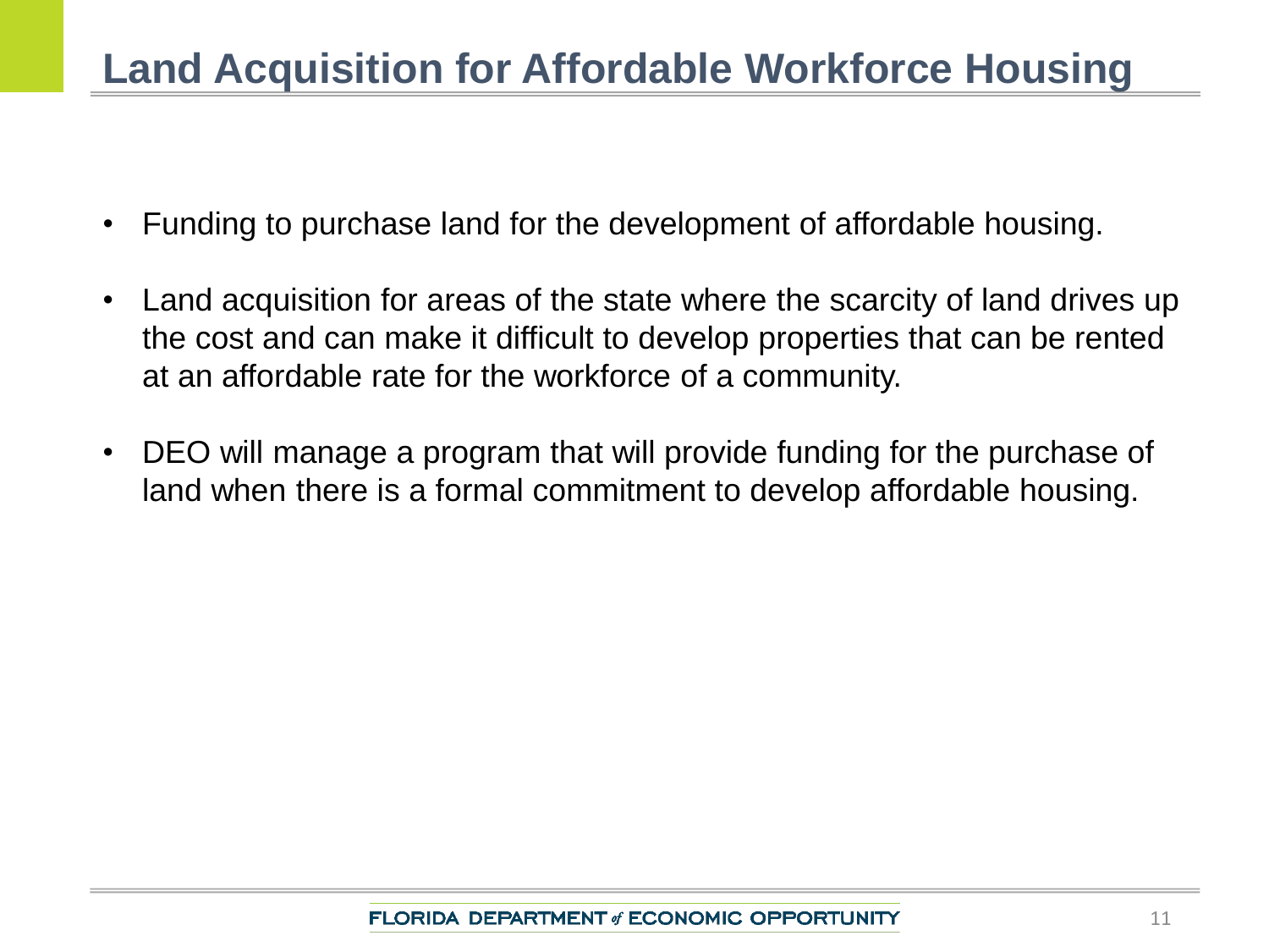# Land Acquisition for Affordable Workforce Housing

- Funding to purchase land for the development of affordable housing.
- Land acquisition for areas of the state where the scarcity of land drives up the cost and can make it difficult to develop properties that can be rented at an affordable rate for the workforce of a community.
- DEO will manage a program that will provide funding for the purchase of land when there is a formal commitment to develop affordable housing.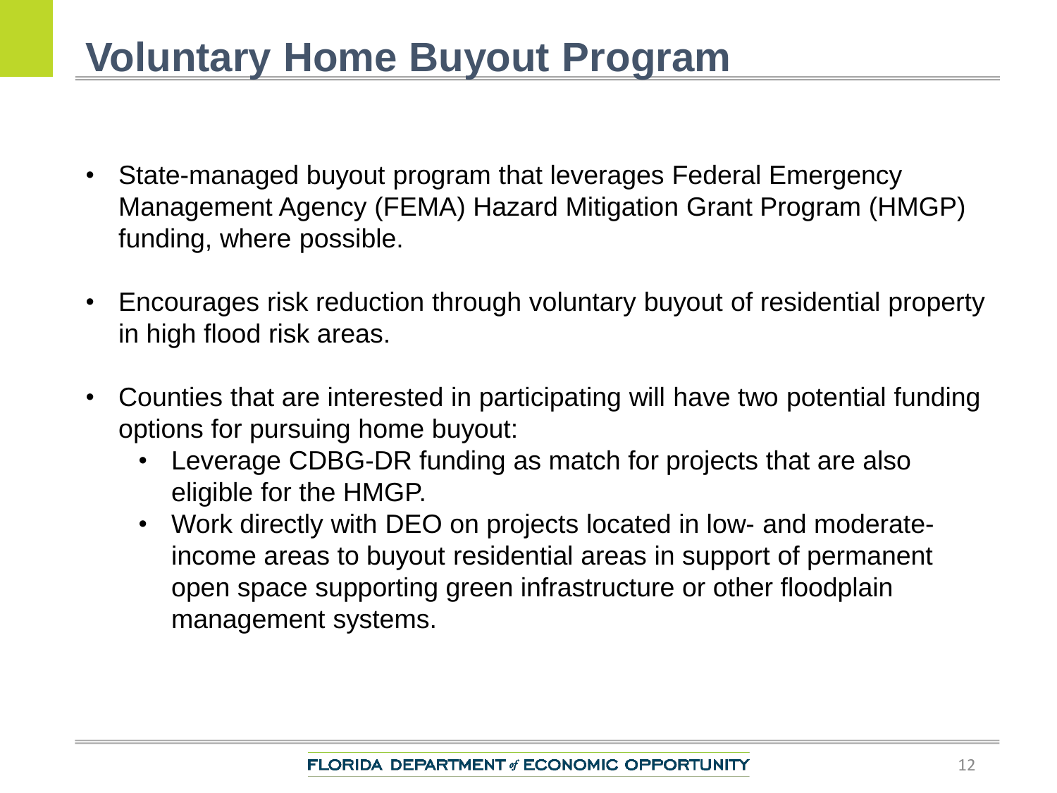# Voluntary Home Buyout Program

- State-managed buyout program that leverages Federal Emergency Management Agency (FEMA) Hazard Mitigation Grant Program (HMGP) funding, where possible.
- Encourages risk reduction through voluntary buyout of residential property in high flood risk areas.
- Counties that are interested in participating will have two potential funding options for pursuing home buyout:
  - Leverage CDBG-DR funding as match for projects that are also eligible for the HMGP.
  - Work directly with DEO on projects located in low- and moderate-income areas to buyout residential areas in support of permanent open space supporting green infrastructure or other floodplain management systems.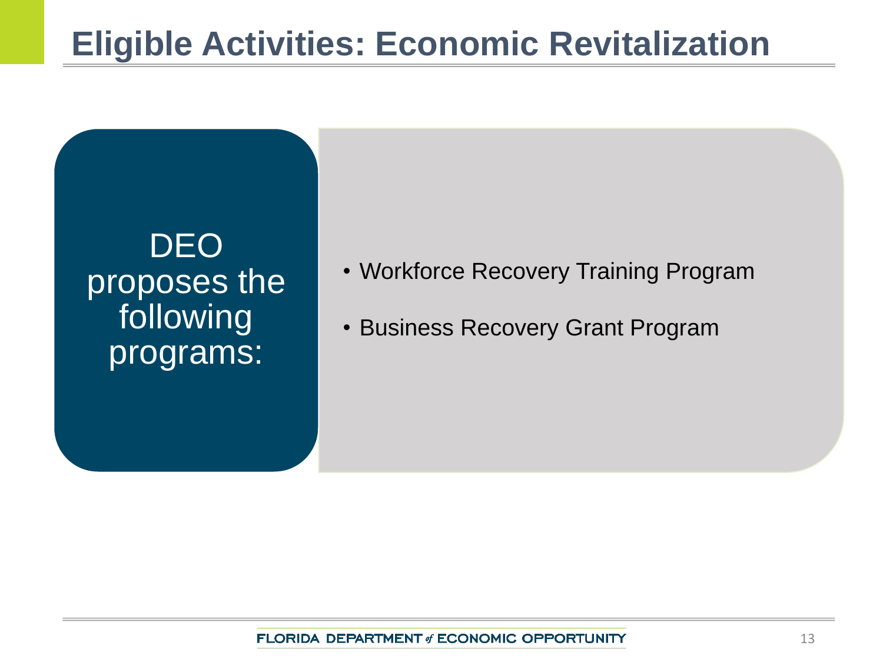# Eligible Activities: Economic Revitalization

DEO proposes the following programs:

- Workforce Recovery Training Program
- Business Recovery Grant Program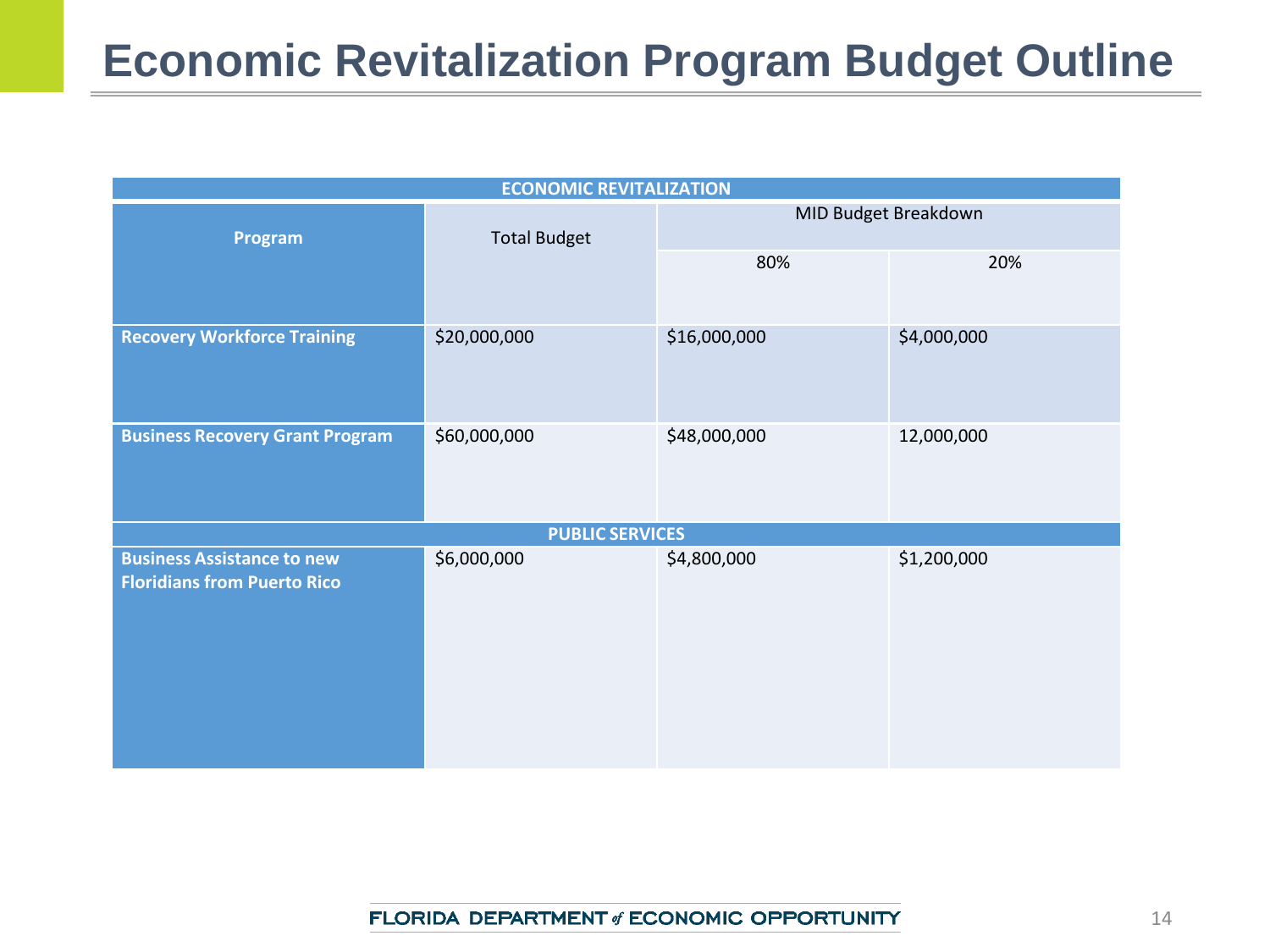# Economic Revitalization Program Budget Outline

| ECONOMIC REVITALIZATION | | | |
|---|---|---|---|
| **Program** | Total Budget | MID Budget Breakdown | |
| | | 80% | 20% |
| **Recovery Workforce Training** | $20,000,000 | $16,000,000 | $4,000,000 |
| **Business Recovery Grant Program** | $60,000,000 | $48,000,000 | 12,000,000 |
| **PUBLIC SERVICES** | | | |
| **Business Assistance to new Floridians from Puerto Rico** | $6,000,000 | $4,800,000 | $1,200,000 |

FLORIDA DEPARTMENT of ECONOMIC OPPORTUNITY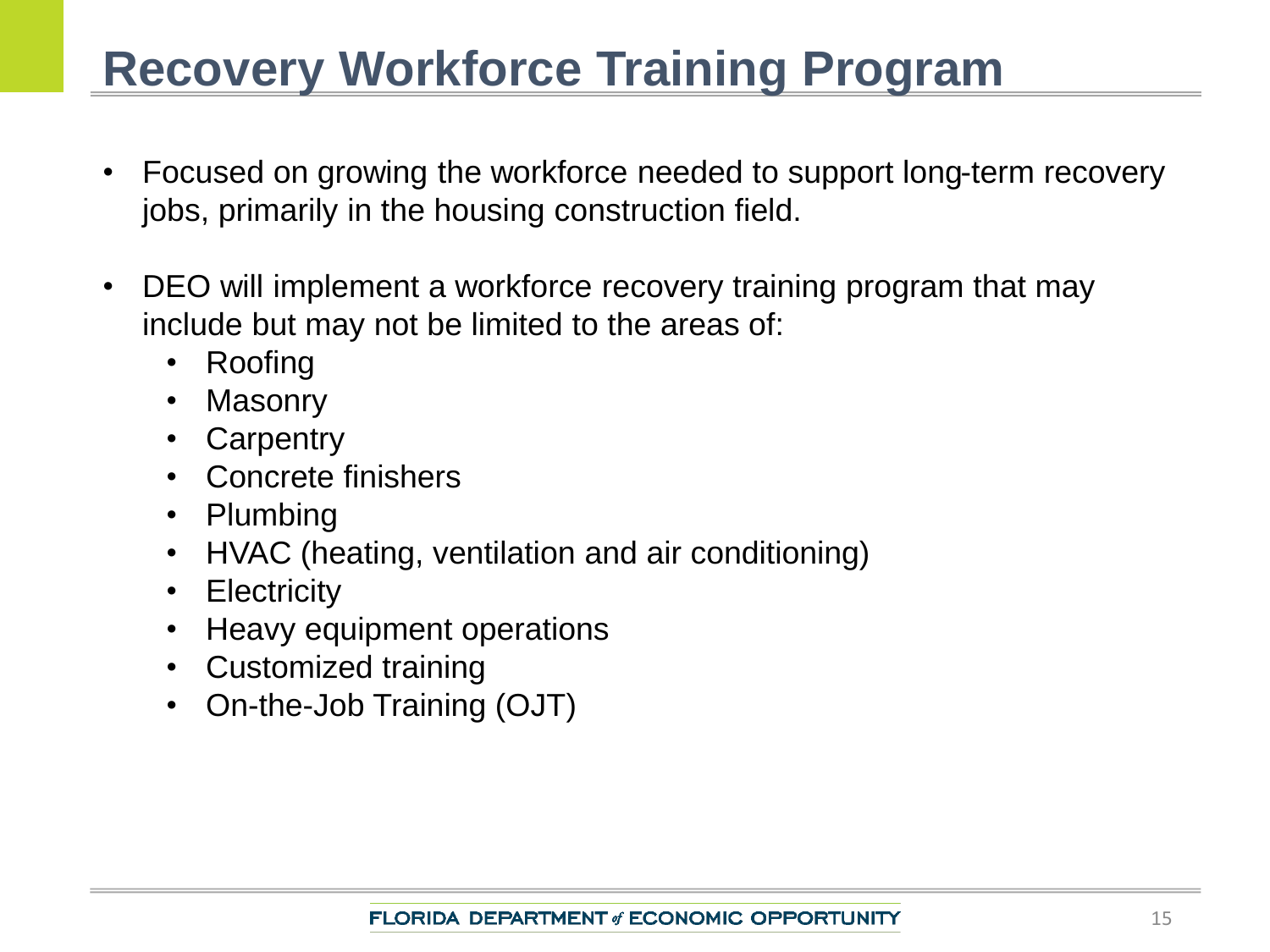# Recovery Workforce Training Program

- Focused on growing the workforce needed to support long-term recovery jobs, primarily in the housing construction field.

- DEO will implement a workforce recovery training program that may include but may not be limited to the areas of:
  - Roofing
  - Masonry
  - Carpentry
  - Concrete finishers
  - Plumbing
  - HVAC (heating, ventilation and air conditioning)
  - Electricity
  - Heavy equipment operations
  - Customized training
  - On-the-Job Training (OJT)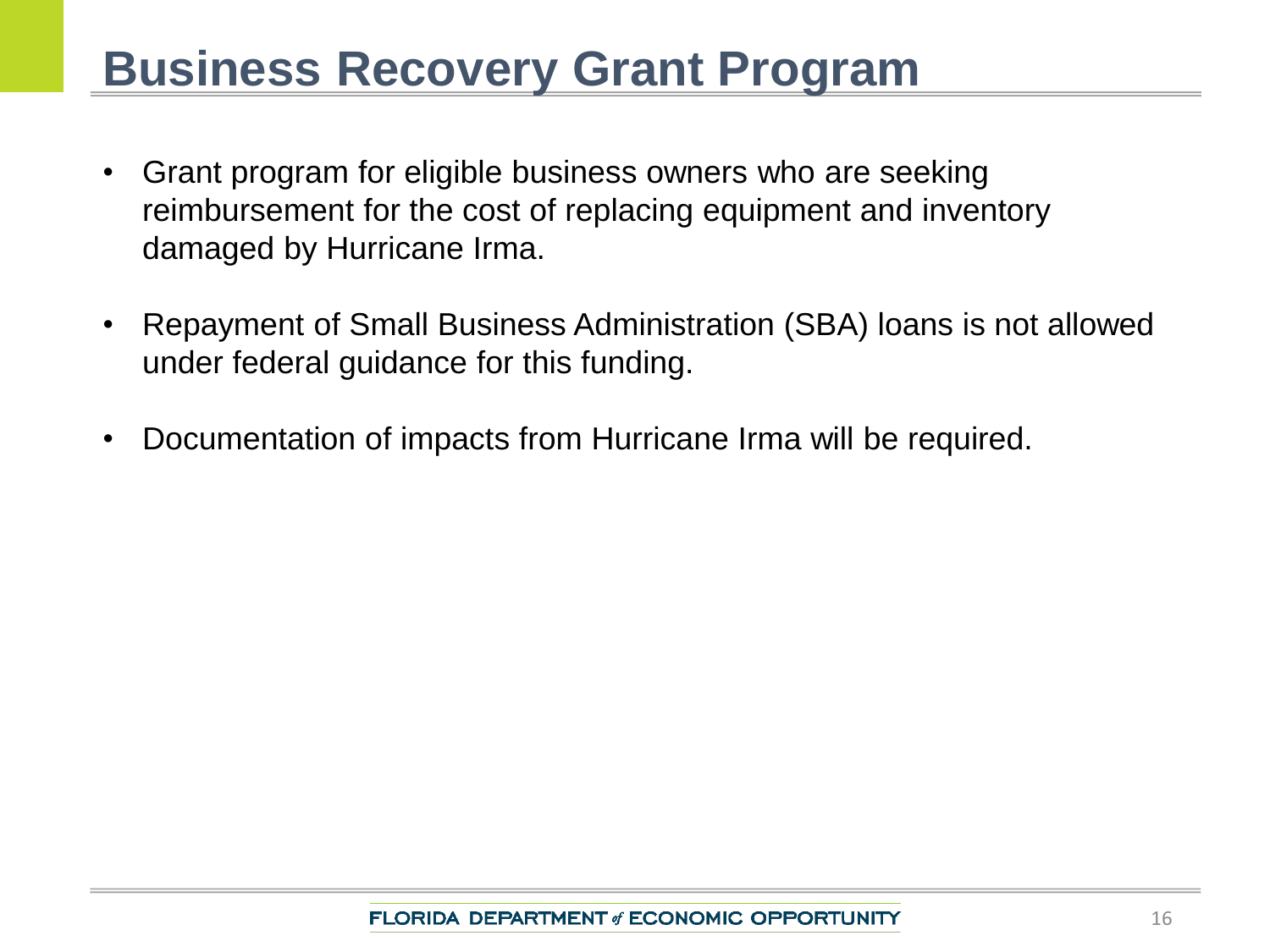# Business Recovery Grant Program

- Grant program for eligible business owners who are seeking reimbursement for the cost of replacing equipment and inventory damaged by Hurricane Irma.
- Repayment of Small Business Administration (SBA) loans is not allowed under federal guidance for this funding.
- Documentation of impacts from Hurricane Irma will be required.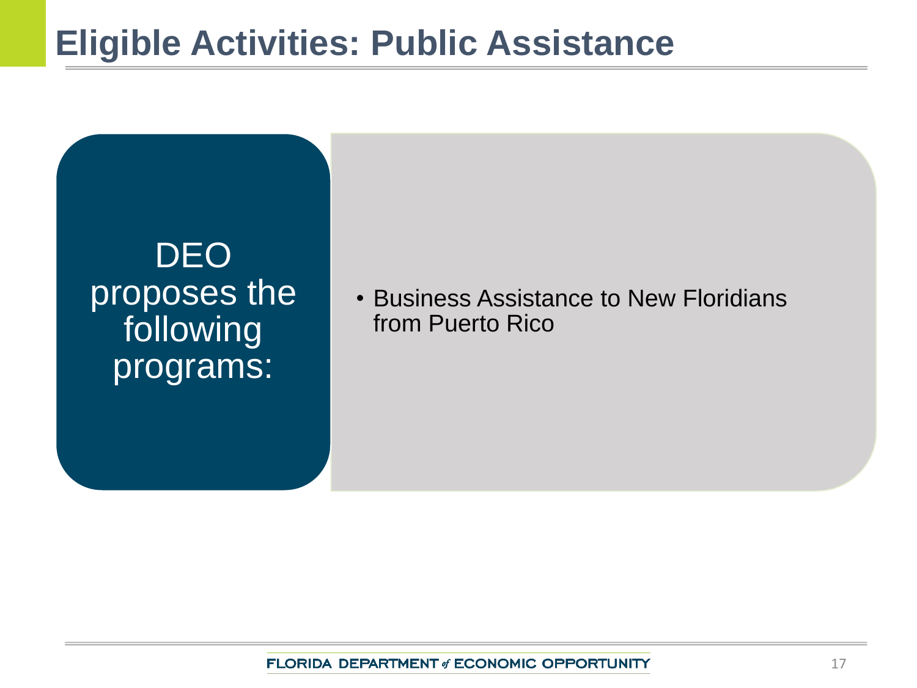# Eligible Activities: Public Assistance

DEO proposes the following programs:

- Business Assistance to New Floridians from Puerto Rico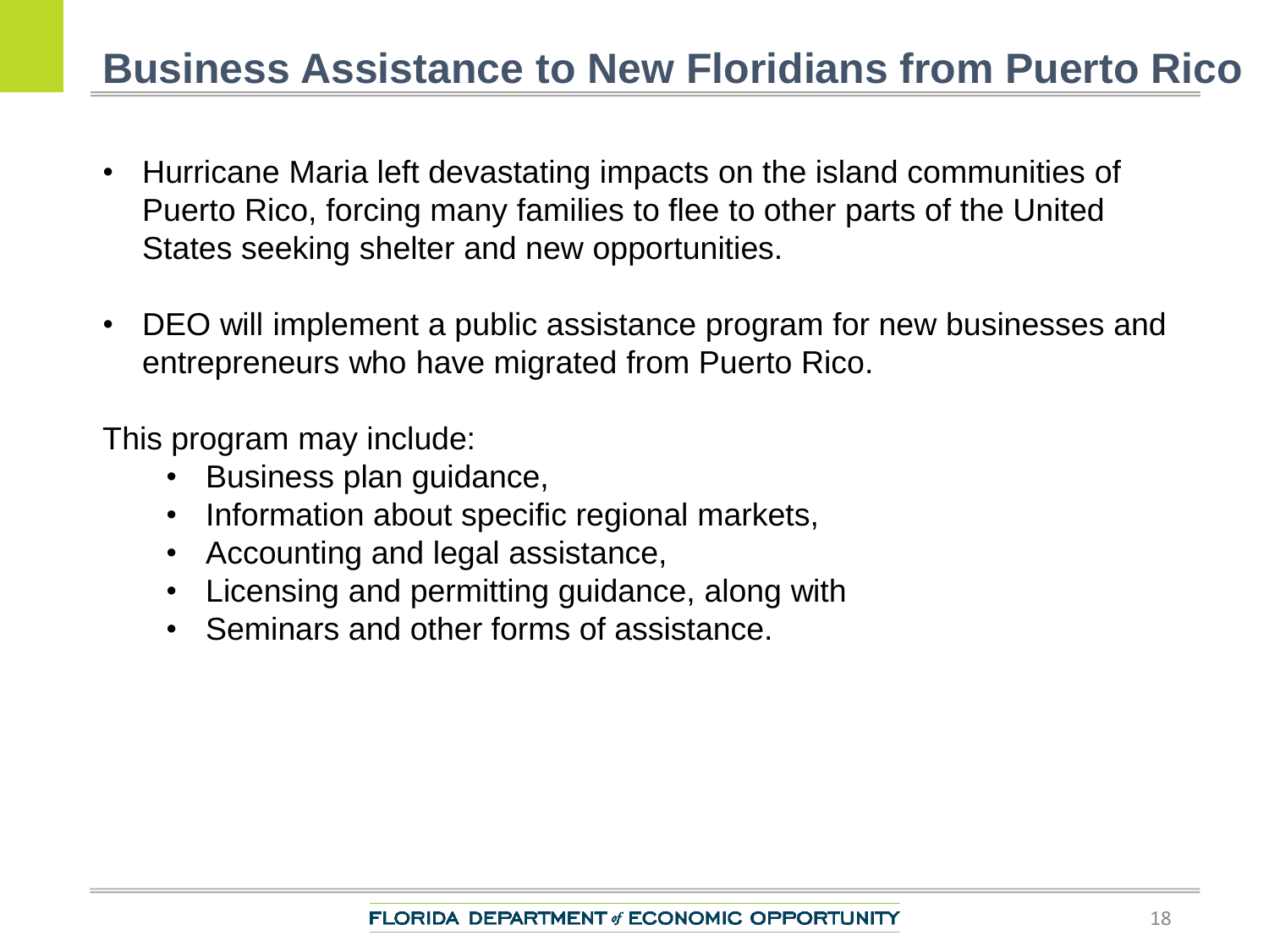# Business Assistance to New Floridians from Puerto Rico

- Hurricane Maria left devastating impacts on the island communities of Puerto Rico, forcing many families to flee to other parts of the United States seeking shelter and new opportunities.

- DEO will implement a public assistance program for new businesses and entrepreneurs who have migrated from Puerto Rico.

This program may include:

- Business plan guidance,
- Information about specific regional markets,
- Accounting and legal assistance,
- Licensing and permitting guidance, along with
- Seminars and other forms of assistance.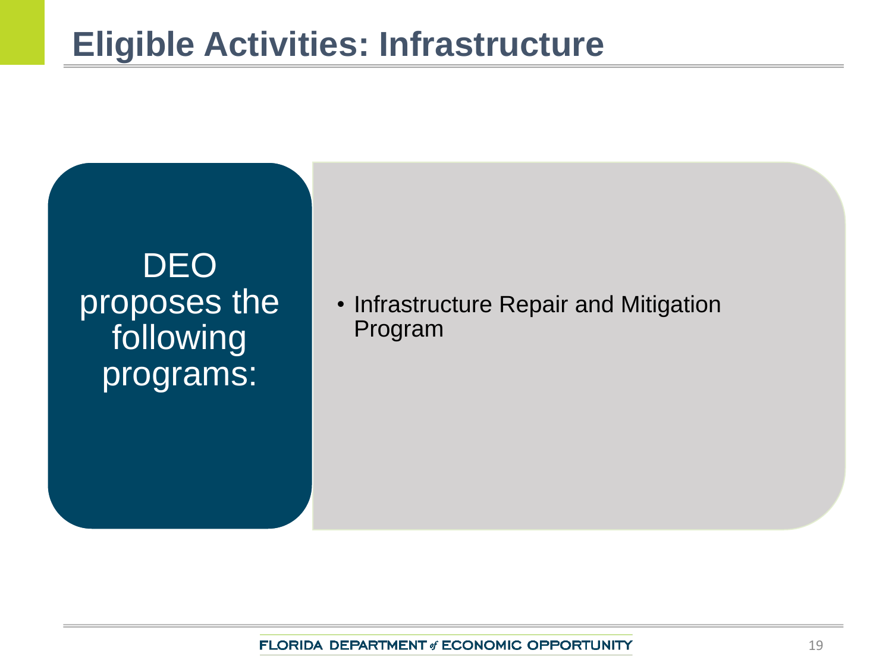# Eligible Activities: Infrastructure

DEO proposes the following programs:

- Infrastructure Repair and Mitigation Program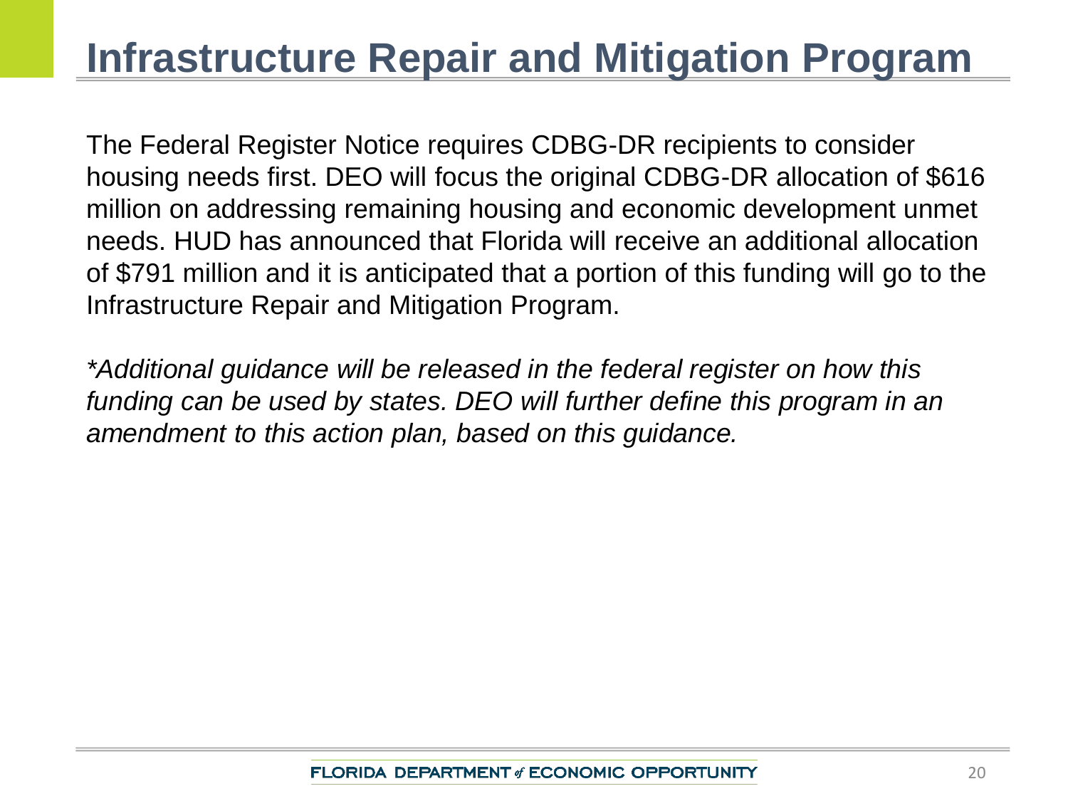# Infrastructure Repair and Mitigation Program

The Federal Register Notice requires CDBG-DR recipients to consider housing needs first. DEO will focus the original CDBG-DR allocation of $616 million on addressing remaining housing and economic development unmet needs. HUD has announced that Florida will receive an additional allocation of $791 million and it is anticipated that a portion of this funding will go to the Infrastructure Repair and Mitigation Program.

*\*Additional guidance will be released in the federal register on how this funding can be used by states. DEO will further define this program in an amendment to this action plan, based on this guidance.*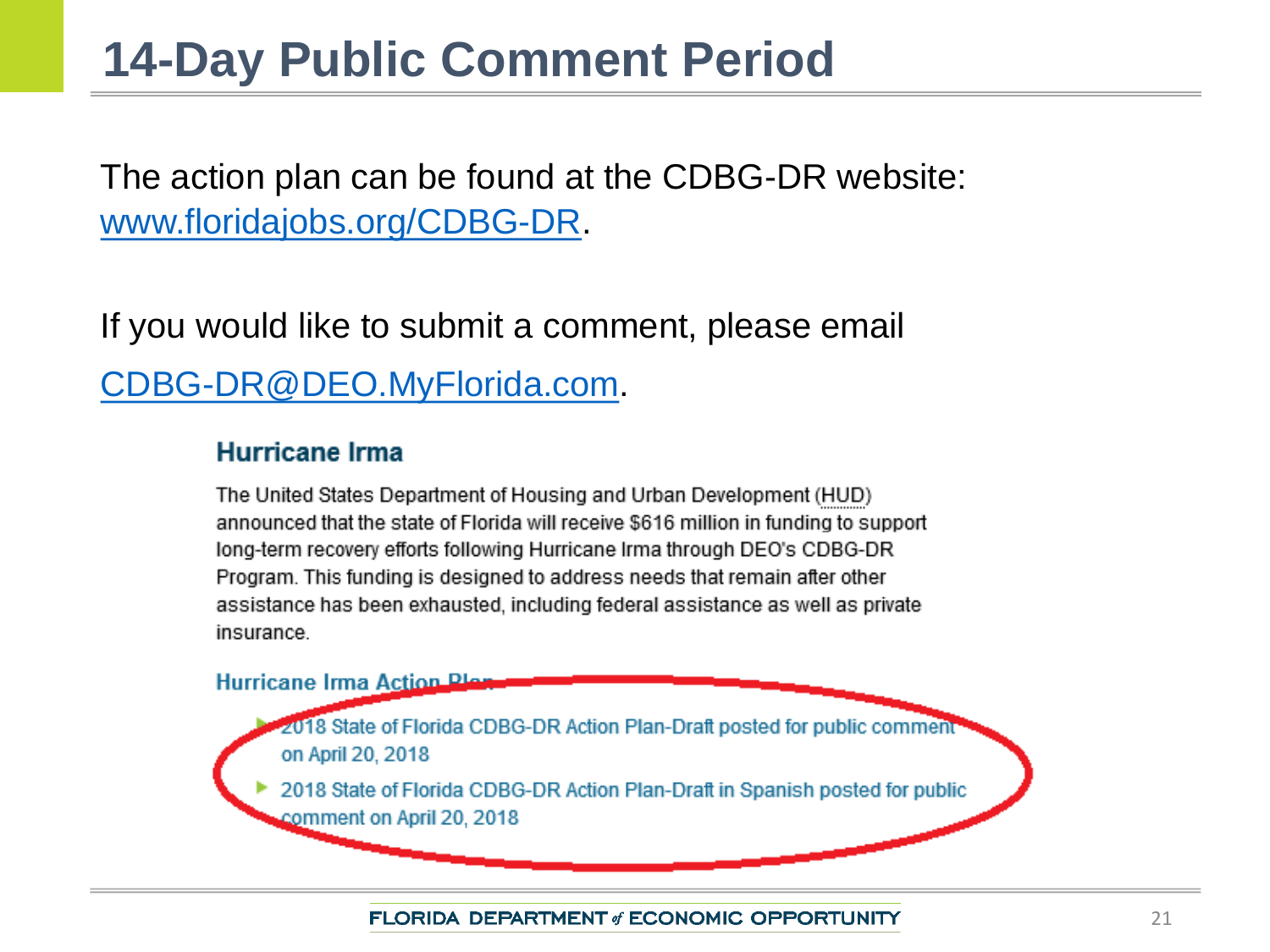# 14-Day Public Comment Period

The action plan can be found at the CDBG-DR website: www.floridajobs.org/CDBG-DR.

If you would like to submit a comment, please email CDBG-DR@DEO.MyFlorida.com.

## Hurricane Irma

The United States Department of Housing and Urban Development (HUD) announced that the state of Florida will receive $616 million in funding to support long-term recovery efforts following Hurricane Irma through DEO's CDBG-DR Program. This funding is designed to address needs that remain after other assistance has been exhausted, including federal assistance as well as private insurance.

### Hurricane Irma Action Plan

- 2018 State of Florida CDBG-DR Action Plan-Draft posted for public comment on April 20, 2018
- 2018 State of Florida CDBG-DR Action Plan-Draft in Spanish posted for public comment on April 20, 2018

FLORIDA DEPARTMENT of ECONOMIC OPPORTUNITY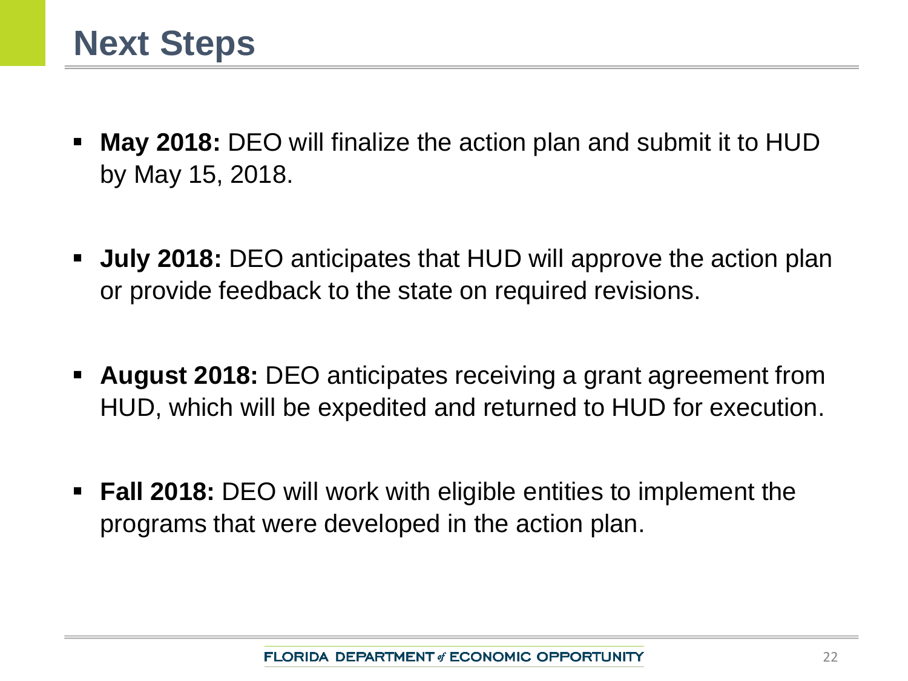# Next Steps

- **May 2018:** DEO will finalize the action plan and submit it to HUD by May 15, 2018.
- **July 2018:** DEO anticipates that HUD will approve the action plan or provide feedback to the state on required revisions.
- **August 2018:** DEO anticipates receiving a grant agreement from HUD, which will be expedited and returned to HUD for execution.
- **Fall 2018:** DEO will work with eligible entities to implement the programs that were developed in the action plan.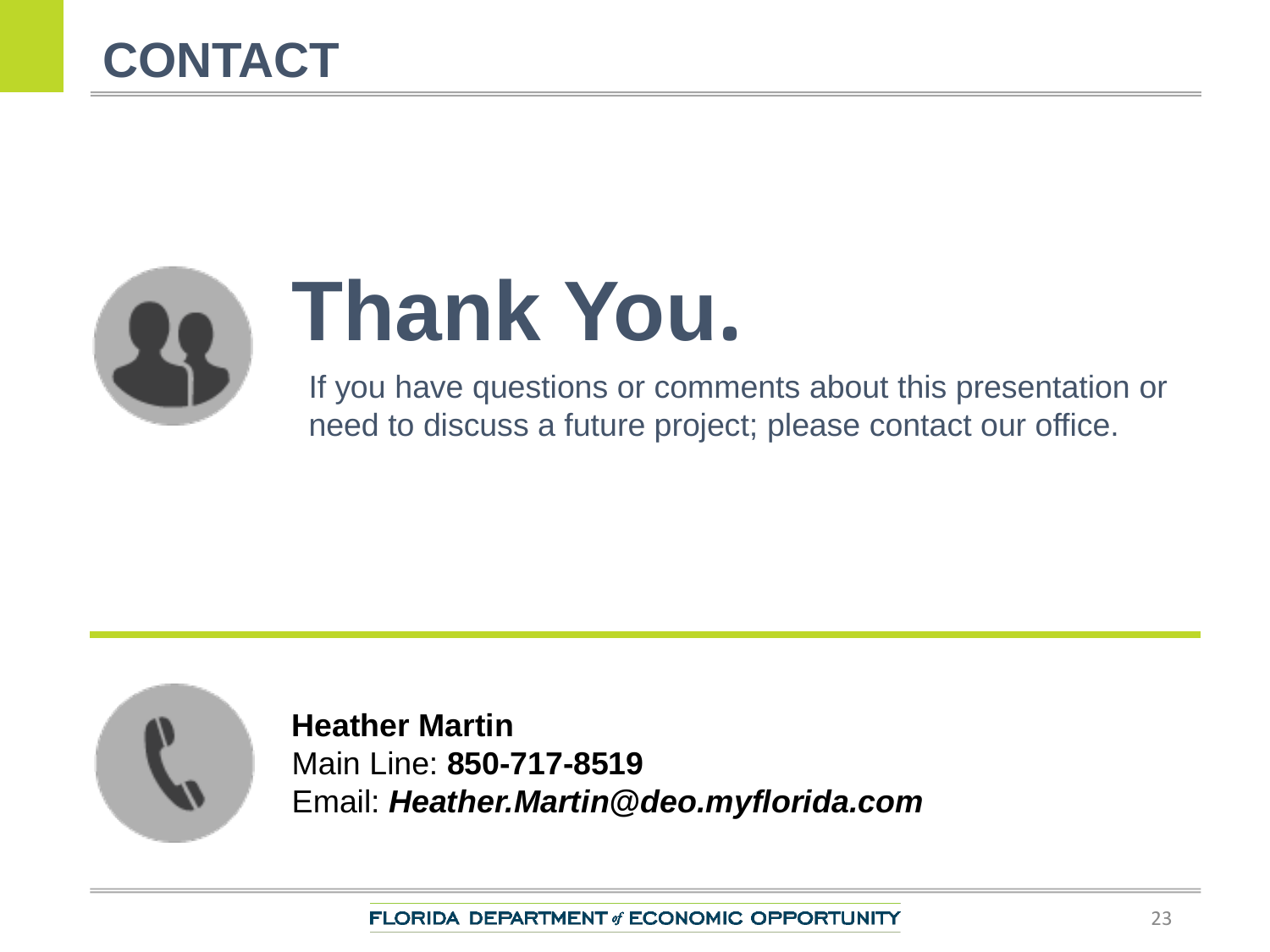# CONTACT

## Thank You.

If you have questions or comments about this presentation or need to discuss a future project; please contact our office.

**Heather Martin**
Main Line: **850-717-8519**
Email: ***Heather.Martin@deo.myflorida.com***